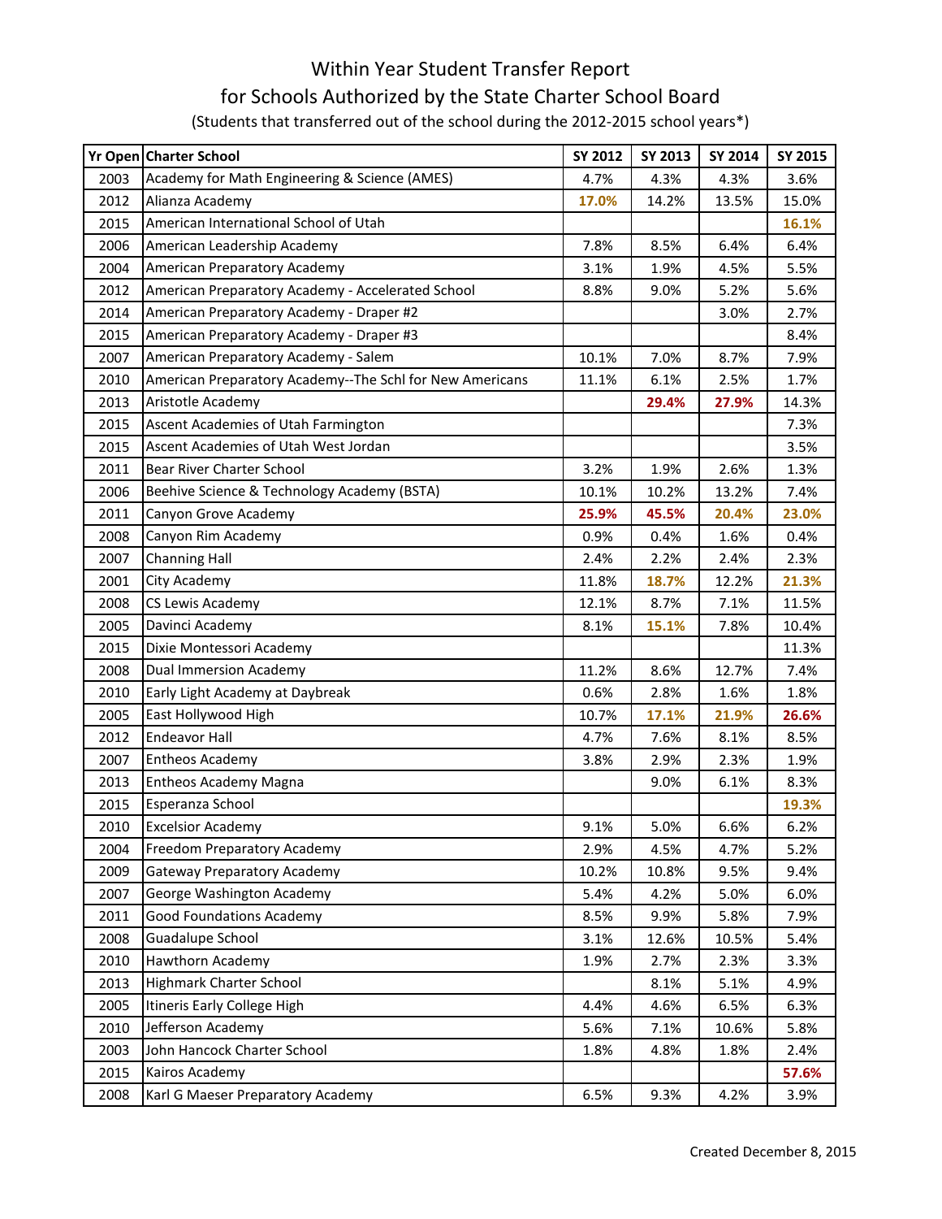# Within Year Student Transfer Report

# for Schools Authorized by the State Charter School Board

(Students that transferred out of the school during the 2012-2015 school years*)

| Yr Open | Charter School | SY 2012 | SY 2013 | SY 2014 | SY 2015 |
|---|---|---|---|---|---|
| 2003 | Academy for Math Engineering & Science (AMES) | 4.7% | 4.3% | 4.3% | 3.6% |
| 2012 | Alianza Academy | **17.0%** | 14.2% | 13.5% | 15.0% |
| 2015 | American International School of Utah | | | | **16.1%** |
| 2006 | American Leadership Academy | 7.8% | 8.5% | 6.4% | 6.4% |
| 2004 | American Preparatory Academy | 3.1% | 1.9% | 4.5% | 5.5% |
| 2012 | American Preparatory Academy - Accelerated School | 8.8% | 9.0% | 5.2% | 5.6% |
| 2014 | American Preparatory Academy - Draper #2 | | | 3.0% | 2.7% |
| 2015 | American Preparatory Academy - Draper #3 | | | | 8.4% |
| 2007 | American Preparatory Academy - Salem | 10.1% | 7.0% | 8.7% | 7.9% |
| 2010 | American Preparatory Academy--The Schl for New Americans | 11.1% | 6.1% | 2.5% | 1.7% |
| 2013 | Aristotle Academy | | **29.4%** | **27.9%** | 14.3% |
| 2015 | Ascent Academies of Utah Farmington | | | | 7.3% |
| 2015 | Ascent Academies of Utah West Jordan | | | | 3.5% |
| 2011 | Bear River Charter School | 3.2% | 1.9% | 2.6% | 1.3% |
| 2006 | Beehive Science & Technology Academy (BSTA) | 10.1% | 10.2% | 13.2% | 7.4% |
| 2011 | Canyon Grove Academy | **25.9%** | **45.5%** | **20.4%** | **23.0%** |
| 2008 | Canyon Rim Academy | 0.9% | 0.4% | 1.6% | 0.4% |
| 2007 | Channing Hall | 2.4% | 2.2% | 2.4% | 2.3% |
| 2001 | City Academy | 11.8% | **18.7%** | 12.2% | **21.3%** |
| 2008 | CS Lewis Academy | 12.1% | 8.7% | 7.1% | 11.5% |
| 2005 | Davinci Academy | 8.1% | **15.1%** | 7.8% | 10.4% |
| 2015 | Dixie Montessori Academy | | | | 11.3% |
| 2008 | Dual Immersion Academy | 11.2% | 8.6% | 12.7% | 7.4% |
| 2010 | Early Light Academy at Daybreak | 0.6% | 2.8% | 1.6% | 1.8% |
| 2005 | East Hollywood High | 10.7% | **17.1%** | **21.9%** | **26.6%** |
| 2012 | Endeavor Hall | 4.7% | 7.6% | 8.1% | 8.5% |
| 2007 | Entheos Academy | 3.8% | 2.9% | 2.3% | 1.9% |
| 2013 | Entheos Academy Magna | | 9.0% | 6.1% | 8.3% |
| 2015 | Esperanza School | | | | **19.3%** |
| 2010 | Excelsior Academy | 9.1% | 5.0% | 6.6% | 6.2% |
| 2004 | Freedom Preparatory Academy | 2.9% | 4.5% | 4.7% | 5.2% |
| 2009 | Gateway Preparatory Academy | 10.2% | 10.8% | 9.5% | 9.4% |
| 2007 | George Washington Academy | 5.4% | 4.2% | 5.0% | 6.0% |
| 2011 | Good Foundations Academy | 8.5% | 9.9% | 5.8% | 7.9% |
| 2008 | Guadalupe School | 3.1% | 12.6% | 10.5% | 5.4% |
| 2010 | Hawthorn Academy | 1.9% | 2.7% | 2.3% | 3.3% |
| 2013 | Highmark Charter School | | 8.1% | 5.1% | 4.9% |
| 2005 | Itineris Early College High | 4.4% | 4.6% | 6.5% | 6.3% |
| 2010 | Jefferson Academy | 5.6% | 7.1% | 10.6% | 5.8% |
| 2003 | John Hancock Charter School | 1.8% | 4.8% | 1.8% | 2.4% |
| 2015 | Kairos Academy | | | | **57.6%** |
| 2008 | Karl G Maeser Preparatory Academy | 6.5% | 9.3% | 4.2% | 3.9% |

Created December 8, 2015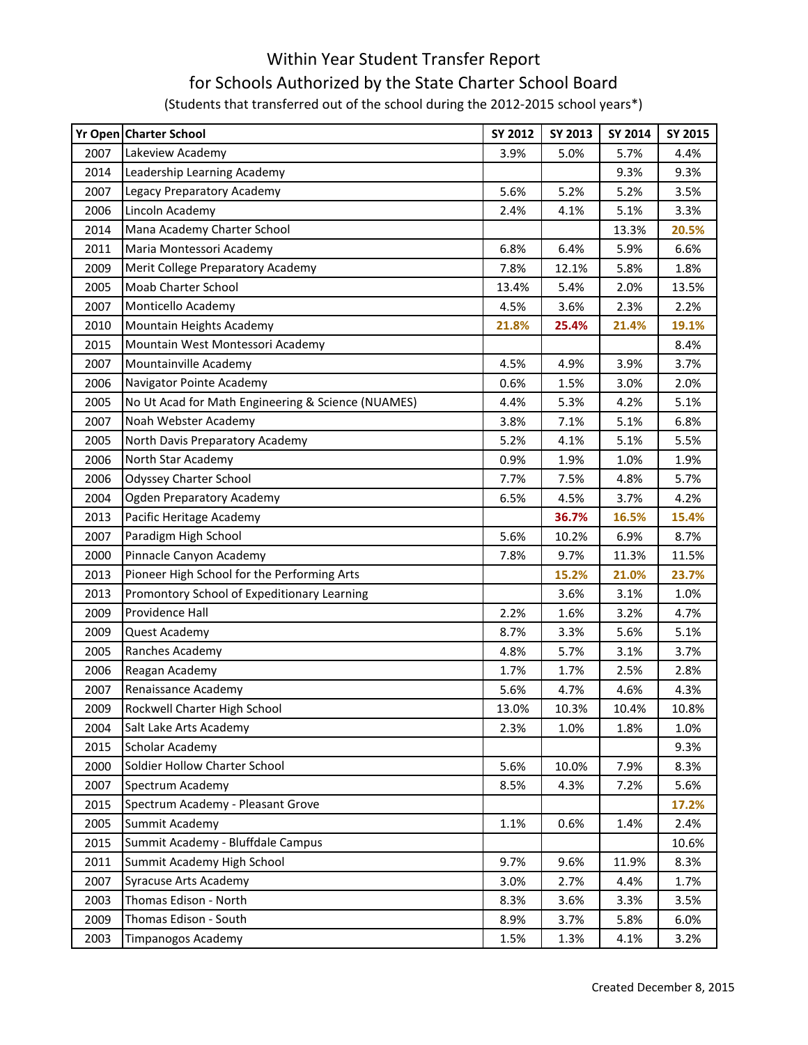# Within Year Student Transfer Report
# for Schools Authorized by the State Charter School Board

(Students that transferred out of the school during the 2012-2015 school years*)

| Yr Open | Charter School | SY 2012 | SY 2013 | SY 2014 | SY 2015 |
|---|---|---|---|---|---|
| 2007 | Lakeview Academy | 3.9% | 5.0% | 5.7% | 4.4% |
| 2014 | Leadership Learning Academy | | | 9.3% | 9.3% |
| 2007 | Legacy Preparatory Academy | 5.6% | 5.2% | 5.2% | 3.5% |
| 2006 | Lincoln Academy | 2.4% | 4.1% | 5.1% | 3.3% |
| 2014 | Mana Academy Charter School | | | 13.3% | **20.5%** |
| 2011 | Maria Montessori Academy | 6.8% | 6.4% | 5.9% | 6.6% |
| 2009 | Merit College Preparatory Academy | 7.8% | 12.1% | 5.8% | 1.8% |
| 2005 | Moab Charter School | 13.4% | 5.4% | 2.0% | 13.5% |
| 2007 | Monticello Academy | 4.5% | 3.6% | 2.3% | 2.2% |
| 2010 | Mountain Heights Academy | **21.8%** | **25.4%** | **21.4%** | **19.1%** |
| 2015 | Mountain West Montessori Academy | | | | 8.4% |
| 2007 | Mountainville Academy | 4.5% | 4.9% | 3.9% | 3.7% |
| 2006 | Navigator Pointe Academy | 0.6% | 1.5% | 3.0% | 2.0% |
| 2005 | No Ut Acad for Math Engineering & Science (NUAMES) | 4.4% | 5.3% | 4.2% | 5.1% |
| 2007 | Noah Webster Academy | 3.8% | 7.1% | 5.1% | 6.8% |
| 2005 | North Davis Preparatory Academy | 5.2% | 4.1% | 5.1% | 5.5% |
| 2006 | North Star Academy | 0.9% | 1.9% | 1.0% | 1.9% |
| 2006 | Odyssey Charter School | 7.7% | 7.5% | 4.8% | 5.7% |
| 2004 | Ogden Preparatory Academy | 6.5% | 4.5% | 3.7% | 4.2% |
| 2013 | Pacific Heritage Academy | | **36.7%** | **16.5%** | **15.4%** |
| 2007 | Paradigm High School | 5.6% | 10.2% | 6.9% | 8.7% |
| 2000 | Pinnacle Canyon Academy | 7.8% | 9.7% | 11.3% | 11.5% |
| 2013 | Pioneer High School for the Performing Arts | | **15.2%** | **21.0%** | **23.7%** |
| 2013 | Promontory School of Expeditionary Learning | | 3.6% | 3.1% | 1.0% |
| 2009 | Providence Hall | 2.2% | 1.6% | 3.2% | 4.7% |
| 2009 | Quest Academy | 8.7% | 3.3% | 5.6% | 5.1% |
| 2005 | Ranches Academy | 4.8% | 5.7% | 3.1% | 3.7% |
| 2006 | Reagan Academy | 1.7% | 1.7% | 2.5% | 2.8% |
| 2007 | Renaissance Academy | 5.6% | 4.7% | 4.6% | 4.3% |
| 2009 | Rockwell Charter High School | 13.0% | 10.3% | 10.4% | 10.8% |
| 2004 | Salt Lake Arts Academy | 2.3% | 1.0% | 1.8% | 1.0% |
| 2015 | Scholar Academy | | | | 9.3% |
| 2000 | Soldier Hollow Charter School | 5.6% | 10.0% | 7.9% | 8.3% |
| 2007 | Spectrum Academy | 8.5% | 4.3% | 7.2% | 5.6% |
| 2015 | Spectrum Academy - Pleasant Grove | | | | **17.2%** |
| 2005 | Summit Academy | 1.1% | 0.6% | 1.4% | 2.4% |
| 2015 | Summit Academy - Bluffdale Campus | | | | 10.6% |
| 2011 | Summit Academy High School | 9.7% | 9.6% | 11.9% | 8.3% |
| 2007 | Syracuse Arts Academy | 3.0% | 2.7% | 4.4% | 1.7% |
| 2003 | Thomas Edison - North | 8.3% | 3.6% | 3.3% | 3.5% |
| 2009 | Thomas Edison - South | 8.9% | 3.7% | 5.8% | 6.0% |
| 2003 | Timpanogos Academy | 1.5% | 1.3% | 4.1% | 3.2% |

Created December 8, 2015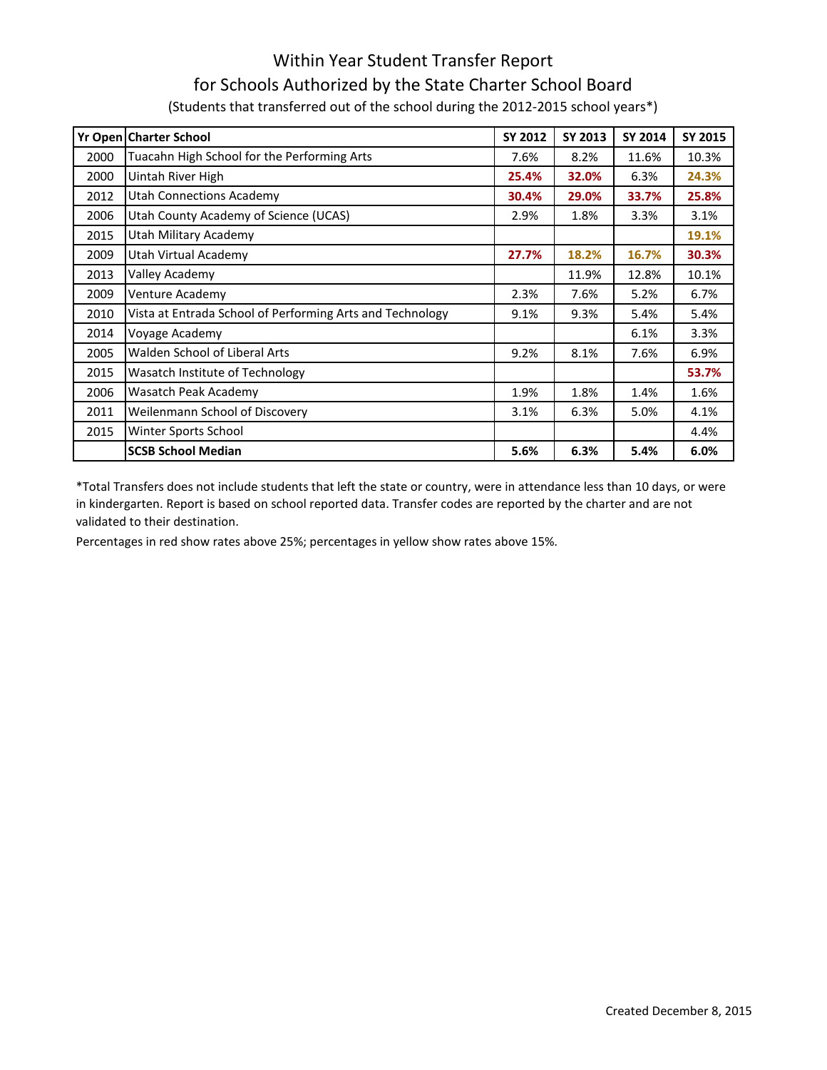# Within Year Student Transfer Report

# for Schools Authorized by the State Charter School Board

(Students that transferred out of the school during the 2012-2015 school years*)

| Yr Open | Charter School | SY 2012 | SY 2013 | SY 2014 | SY 2015 |
|---|---|---|---|---|---|
| 2000 | Tuacahn High School for the Performing Arts | 7.6% | 8.2% | 11.6% | 10.3% |
| 2000 | Uintah River High | **25.4%** | **32.0%** | 6.3% | **24.3%** |
| 2012 | Utah Connections Academy | **30.4%** | **29.0%** | **33.7%** | **25.8%** |
| 2006 | Utah County Academy of Science (UCAS) | 2.9% | 1.8% | 3.3% | 3.1% |
| 2015 | Utah Military Academy | | | | **19.1%** |
| 2009 | Utah Virtual Academy | **27.7%** | **18.2%** | **16.7%** | **30.3%** |
| 2013 | Valley Academy | | 11.9% | 12.8% | 10.1% |
| 2009 | Venture Academy | 2.3% | 7.6% | 5.2% | 6.7% |
| 2010 | Vista at Entrada School of Performing Arts and Technology | 9.1% | 9.3% | 5.4% | 5.4% |
| 2014 | Voyage Academy | | | 6.1% | 3.3% |
| 2005 | Walden School of Liberal Arts | 9.2% | 8.1% | 7.6% | 6.9% |
| 2015 | Wasatch Institute of Technology | | | | **53.7%** |
| 2006 | Wasatch Peak Academy | 1.9% | 1.8% | 1.4% | 1.6% |
| 2011 | Weilenmann School of Discovery | 3.1% | 6.3% | 5.0% | 4.1% |
| 2015 | Winter Sports School | | | | 4.4% |
| | **SCSB School Median** | **5.6%** | **6.3%** | **5.4%** | **6.0%** |

*Total Transfers does not include students that left the state or country, were in attendance less than 10 days, or were in kindergarten. Report is based on school reported data. Transfer codes are reported by the charter and are not validated to their destination.

Percentages in red show rates above 25%; percentages in yellow show rates above 15%.

Created December 8, 2015